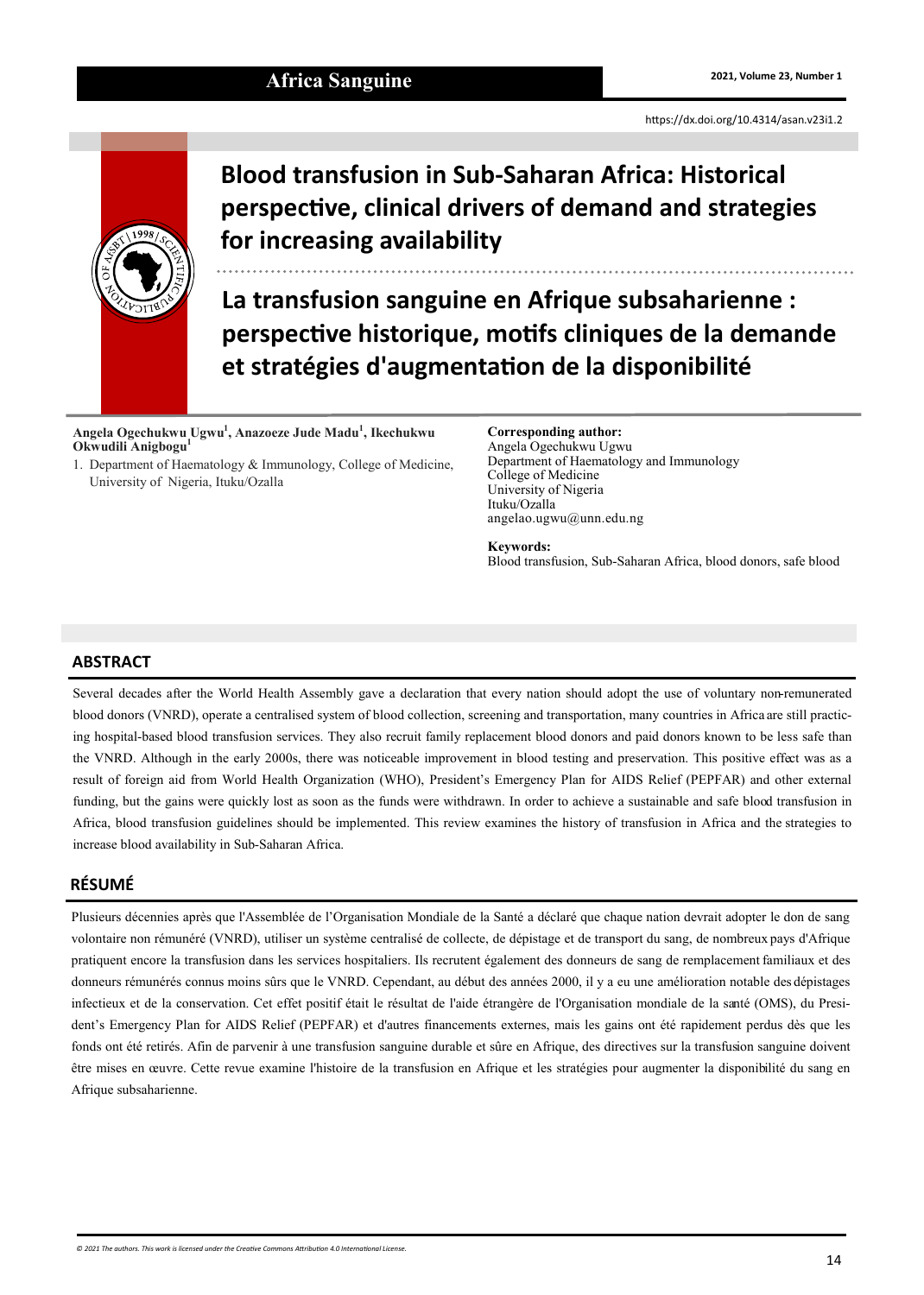# Blood transfusion in Sub-Saharan Africa: Historical perspective, clinical drivers of demand and strategies for increasing availability

# La transfusion sanguine en Afrique subsaharienne : perspective historique, motifs cliniques de la demande et stratégies d'augmentation de la disponibilité

**Angela Ogechukwu Ugwu[1], Anazoeze Jude Madu[1], Ikechukwu Okwudili Anigbogu[1]**

1. Department of Haematology & Immunology, College of Medicine, University of Nigeria, Ituku/Ozalla

**Corresponding author:**
Angela Ogechukwu Ugwu
Department of Haematology and Immunology
College of Medicine
University of Nigeria
Ituku/Ozalla
angelao.ugwu@unn.edu.ng

**Keywords:**
Blood transfusion, Sub-Saharan Africa, blood donors, safe blood

## ABSTRACT

Several decades after the World Health Assembly gave a declaration that every nation should adopt the use of voluntary non-remunerated blood donors (VNRD), operate a centralised system of blood collection, screening and transportation, many countries in Africa are still practicing hospital-based blood transfusion services. They also recruit family replacement blood donors and paid donors known to be less safe than the VNRD. Although in the early 2000s, there was noticeable improvement in blood testing and preservation. This positive effect was as a result of foreign aid from World Health Organization (WHO), President's Emergency Plan for AIDS Relief (PEPFAR) and other external funding, but the gains were quickly lost as soon as the funds were withdrawn. In order to achieve a sustainable and safe blood transfusion in Africa, blood transfusion guidelines should be implemented. This review examines the history of transfusion in Africa and the strategies to increase blood availability in Sub-Saharan Africa.

## RÉSUMÉ

Plusieurs décennies après que l'Assemblée de l'Organisation Mondiale de la Santé a déclaré que chaque nation devrait adopter le don de sang volontaire non rémunéré (VNRD), utiliser un système centralisé de collecte, de dépistage et de transport du sang, de nombreux pays d'Afrique pratiquent encore la transfusion dans les services hospitaliers. Ils recrutent également des donneurs de sang de remplacement familiaux et des donneurs rémunérés connus moins sûrs que le VNRD. Cependant, au début des années 2000, il y a eu une amélioration notable des dépistages infectieux et de la conservation. Cet effet positif était le résultat de l'aide étrangère de l'Organisation mondiale de la santé (OMS), du President's Emergency Plan for AIDS Relief (PEPFAR) et d'autres financements externes, mais les gains ont été rapidement perdus dès que les fonds ont été retirés. Afin de parvenir à une transfusion sanguine durable et sûre en Afrique, des directives sur la transfusion sanguine doivent être mises en œuvre. Cette revue examine l'histoire de la transfusion en Afrique et les stratégies pour augmenter la disponibilité du sang en Afrique subsaharienne.

*© 2021 The authors. This work is licensed under the Creative Commons Attribution 4.0 International License.*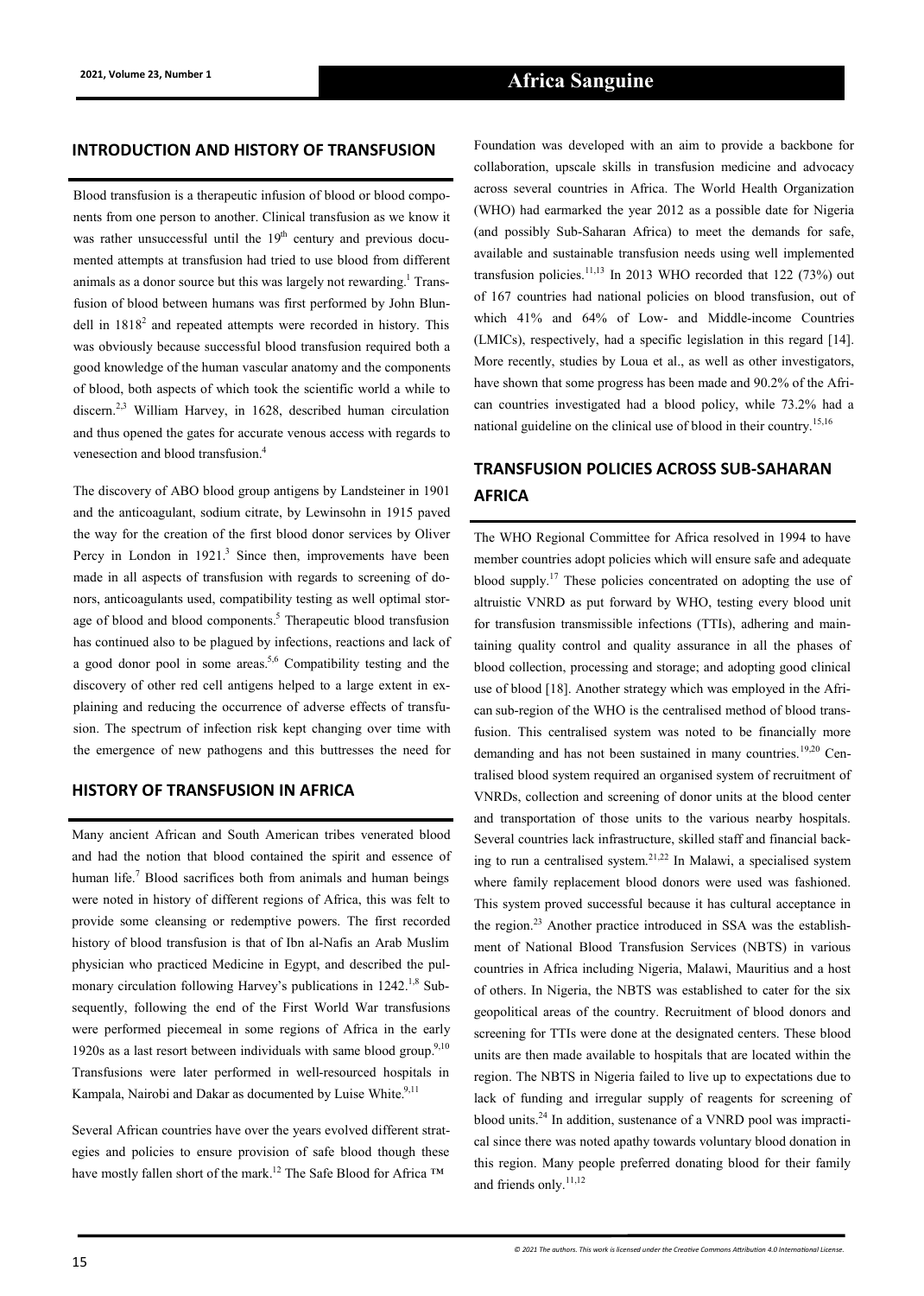## INTRODUCTION AND HISTORY OF TRANSFUSION

Blood transfusion is a therapeutic infusion of blood or blood components from one person to another. Clinical transfusion as we know it was rather unsuccessful until the 19th century and previous documented attempts at transfusion had tried to use blood from different animals as a donor source but this was largely not rewarding.[1] Transfusion of blood between humans was first performed by John Blundell in 1818[2] and repeated attempts were recorded in history. This was obviously because successful blood transfusion required both a good knowledge of the human vascular anatomy and the components of blood, both aspects of which took the scientific world a while to discern.[2,3] William Harvey, in 1628, described human circulation and thus opened the gates for accurate venous access with regards to venesection and blood transfusion.[4]

The discovery of ABO blood group antigens by Landsteiner in 1901 and the anticoagulant, sodium citrate, by Lewinsohn in 1915 paved the way for the creation of the first blood donor services by Oliver Percy in London in 1921.[3] Since then, improvements have been made in all aspects of transfusion with regards to screening of donors, anticoagulants used, compatibility testing as well optimal storage of blood and blood components.[5] Therapeutic blood transfusion has continued also to be plagued by infections, reactions and lack of a good donor pool in some areas.[5,6] Compatibility testing and the discovery of other red cell antigens helped to a large extent in explaining and reducing the occurrence of adverse effects of transfusion. The spectrum of infection risk kept changing over time with the emergence of new pathogens and this buttresses the need for

## HISTORY OF TRANSFUSION IN AFRICA

Many ancient African and South American tribes venerated blood and had the notion that blood contained the spirit and essence of human life.[7] Blood sacrifices both from animals and human beings were noted in history of different regions of Africa, this was felt to provide some cleansing or redemptive powers. The first recorded history of blood transfusion is that of Ibn al-Nafis an Arab Muslim physician who practiced Medicine in Egypt, and described the pulmonary circulation following Harvey's publications in 1242.[1,8] Subsequently, following the end of the First World War transfusions were performed piecemeal in some regions of Africa in the early 1920s as a last resort between individuals with same blood group.[9,10] Transfusions were later performed in well-resourced hospitals in Kampala, Nairobi and Dakar as documented by Luise White.[9,11]

Several African countries have over the years evolved different strategies and policies to ensure provision of safe blood though these have mostly fallen short of the mark.[12] The Safe Blood for Africa ™ Foundation was developed with an aim to provide a backbone for collaboration, upscale skills in transfusion medicine and advocacy across several countries in Africa. The World Health Organization (WHO) had earmarked the year 2012 as a possible date for Nigeria (and possibly Sub-Saharan Africa) to meet the demands for safe, available and sustainable transfusion needs using well implemented transfusion policies.[11,13] In 2013 WHO recorded that 122 (73%) out of 167 countries had national policies on blood transfusion, out of which 41% and 64% of Low- and Middle-income Countries (LMICs), respectively, had a specific legislation in this regard [14]. More recently, studies by Loua et al., as well as other investigators, have shown that some progress has been made and 90.2% of the African countries investigated had a blood policy, while 73.2% had a national guideline on the clinical use of blood in their country.[15,16]

## TRANSFUSION POLICIES ACROSS SUB-SAHARAN AFRICA

The WHO Regional Committee for Africa resolved in 1994 to have member countries adopt policies which will ensure safe and adequate blood supply.[17] These policies concentrated on adopting the use of altruistic VNRD as put forward by WHO, testing every blood unit for transfusion transmissible infections (TTIs), adhering and maintaining quality control and quality assurance in all the phases of blood collection, processing and storage; and adopting good clinical use of blood [18]. Another strategy which was employed in the African sub-region of the WHO is the centralised method of blood transfusion. This centralised system was noted to be financially more demanding and has not been sustained in many countries.[19,20] Centralised blood system required an organised system of recruitment of VNRDs, collection and screening of donor units at the blood center and transportation of those units to the various nearby hospitals. Several countries lack infrastructure, skilled staff and financial backing to run a centralised system.[21,22] In Malawi, a specialised system where family replacement blood donors were used was fashioned. This system proved successful because it has cultural acceptance in the region.[23] Another practice introduced in SSA was the establishment of National Blood Transfusion Services (NBTS) in various countries in Africa including Nigeria, Malawi, Mauritius and a host of others. In Nigeria, the NBTS was established to cater for the six geopolitical areas of the country. Recruitment of blood donors and screening for TTIs were done at the designated centers. These blood units are then made available to hospitals that are located within the region. The NBTS in Nigeria failed to live up to expectations due to lack of funding and irregular supply of reagents for screening of blood units.[24] In addition, sustenance of a VNRD pool was impractical since there was noted apathy towards voluntary blood donation in this region. Many people preferred donating blood for their family and friends only.[11,12]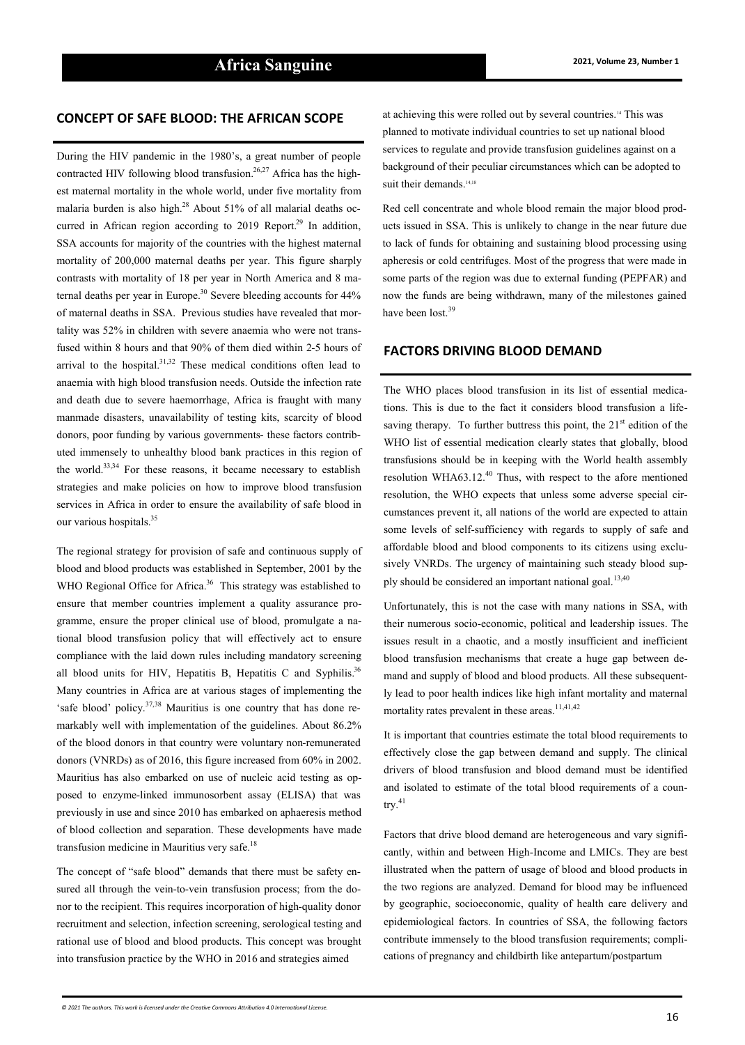## CONCEPT OF SAFE BLOOD: THE AFRICAN SCOPE

During the HIV pandemic in the 1980's, a great number of people contracted HIV following blood transfusion.[26,27] Africa has the highest maternal mortality in the whole world, under five mortality from malaria burden is also high.[28] About 51% of all malarial deaths occurred in African region according to 2019 Report.[29] In addition, SSA accounts for majority of the countries with the highest maternal mortality of 200,000 maternal deaths per year. This figure sharply contrasts with mortality of 18 per year in North America and 8 maternal deaths per year in Europe.[30] Severe bleeding accounts for 44% of maternal deaths in SSA. Previous studies have revealed that mortality was 52% in children with severe anaemia who were not transfused within 8 hours and that 90% of them died within 2-5 hours of arrival to the hospital.[31,32] These medical conditions often lead to anaemia with high blood transfusion needs. Outside the infection rate and death due to severe haemorrhage, Africa is fraught with many manmade disasters, unavailability of testing kits, scarcity of blood donors, poor funding by various governments- these factors contributed immensely to unhealthy blood bank practices in this region of the world.[33,34] For these reasons, it became necessary to establish strategies and make policies on how to improve blood transfusion services in Africa in order to ensure the availability of safe blood in our various hospitals.[35]

The regional strategy for provision of safe and continuous supply of blood and blood products was established in September, 2001 by the WHO Regional Office for Africa.[36] This strategy was established to ensure that member countries implement a quality assurance programme, ensure the proper clinical use of blood, promulgate a national blood transfusion policy that will effectively act to ensure compliance with the laid down rules including mandatory screening all blood units for HIV, Hepatitis B, Hepatitis C and Syphilis.[36] Many countries in Africa are at various stages of implementing the 'safe blood' policy.[37,38] Mauritius is one country that has done remarkably well with implementation of the guidelines. About 86.2% of the blood donors in that country were voluntary non-remunerated donors (VNRDs) as of 2016, this figure increased from 60% in 2002. Mauritius has also embarked on use of nucleic acid testing as opposed to enzyme-linked immunosorbent assay (ELISA) that was previously in use and since 2010 has embarked on aphaeresis method of blood collection and separation. These developments have made transfusion medicine in Mauritius very safe.[18]

The concept of "safe blood" demands that there must be safety ensured all through the vein-to-vein transfusion process; from the donor to the recipient. This requires incorporation of high-quality donor recruitment and selection, infection screening, serological testing and rational use of blood and blood products. This concept was brought into transfusion practice by the WHO in 2016 and strategies aimed at achieving this were rolled out by several countries.[14] This was planned to motivate individual countries to set up national blood services to regulate and provide transfusion guidelines against on a background of their peculiar circumstances which can be adopted to suit their demands.[14,18]

Red cell concentrate and whole blood remain the major blood products issued in SSA. This is unlikely to change in the near future due to lack of funds for obtaining and sustaining blood processing using apheresis or cold centrifuges. Most of the progress that were made in some parts of the region was due to external funding (PEPFAR) and now the funds are being withdrawn, many of the milestones gained have been lost.[39]

## FACTORS DRIVING BLOOD DEMAND

The WHO places blood transfusion in its list of essential medications. This is due to the fact it considers blood transfusion a life-saving therapy. To further buttress this point, the 21[st] edition of the WHO list of essential medication clearly states that globally, blood transfusions should be in keeping with the World health assembly resolution WHA63.12.[40] Thus, with respect to the afore mentioned resolution, the WHO expects that unless some adverse special circumstances prevent it, all nations of the world are expected to attain some levels of self-sufficiency with regards to supply of safe and affordable blood and blood components to its citizens using exclusively VNRDs. The urgency of maintaining such steady blood supply should be considered an important national goal.[13,40]

Unfortunately, this is not the case with many nations in SSA, with their numerous socio-economic, political and leadership issues. The issues result in a chaotic, and a mostly insufficient and inefficient blood transfusion mechanisms that create a huge gap between demand and supply of blood and blood products. All these subsequently lead to poor health indices like high infant mortality and maternal mortality rates prevalent in these areas.[11,41,42]

It is important that countries estimate the total blood requirements to effectively close the gap between demand and supply. The clinical drivers of blood transfusion and blood demand must be identified and isolated to estimate of the total blood requirements of a country.[41]

Factors that drive blood demand are heterogeneous and vary significantly, within and between High-Income and LMICs. They are best illustrated when the pattern of usage of blood and blood products in the two regions are analyzed. Demand for blood may be influenced by geographic, socioeconomic, quality of health care delivery and epidemiological factors. In countries of SSA, the following factors contribute immensely to the blood transfusion requirements; complications of pregnancy and childbirth like antepartum/postpartum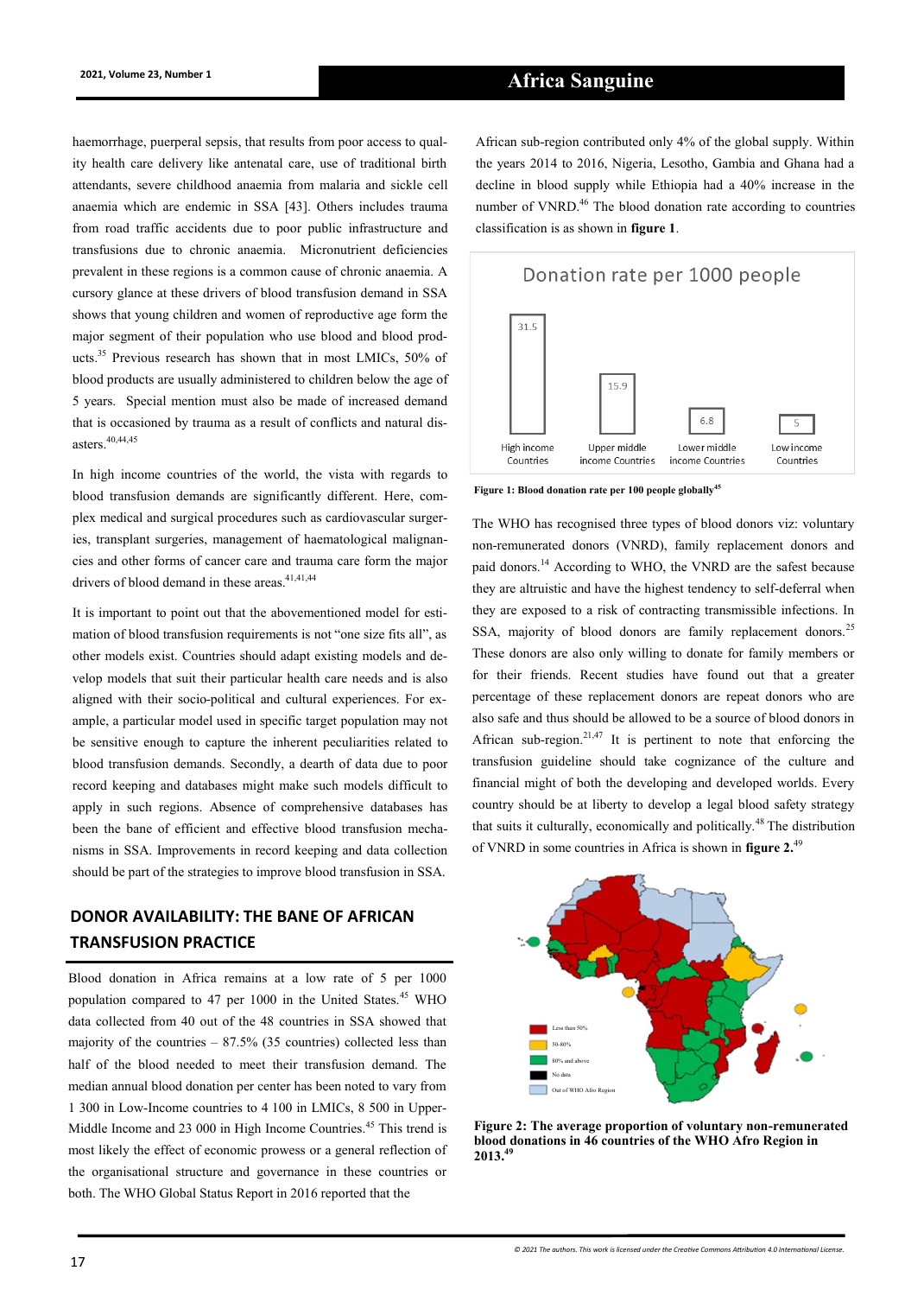haemorrhage, puerperal sepsis, that results from poor access to quality health care delivery like antenatal care, use of traditional birth attendants, severe childhood anaemia from malaria and sickle cell anaemia which are endemic in SSA [43]. Others includes trauma from road traffic accidents due to poor public infrastructure and transfusions due to chronic anaemia. Micronutrient deficiencies prevalent in these regions is a common cause of chronic anaemia. A cursory glance at these drivers of blood transfusion demand in SSA shows that young children and women of reproductive age form the major segment of their population who use blood and blood products.[35] Previous research has shown that in most LMICs, 50% of blood products are usually administered to children below the age of 5 years. Special mention must also be made of increased demand that is occasioned by trauma as a result of conflicts and natural disasters.[40,44,45]

In high income countries of the world, the vista with regards to blood transfusion demands are significantly different. Here, complex medical and surgical procedures such as cardiovascular surgeries, transplant surgeries, management of haematological malignancies and other forms of cancer care and trauma care form the major drivers of blood demand in these areas.[41,41,44]

It is important to point out that the abovementioned model for estimation of blood transfusion requirements is not "one size fits all", as other models exist. Countries should adapt existing models and develop models that suit their particular health care needs and is also aligned with their socio-political and cultural experiences. For example, a particular model used in specific target population may not be sensitive enough to capture the inherent peculiarities related to blood transfusion demands. Secondly, a dearth of data due to poor record keeping and databases might make such models difficult to apply in such regions. Absence of comprehensive databases has been the bane of efficient and effective blood transfusion mechanisms in SSA. Improvements in record keeping and data collection should be part of the strategies to improve blood transfusion in SSA.

## DONOR AVAILABILITY: THE BANE OF AFRICAN TRANSFUSION PRACTICE

Blood donation in Africa remains at a low rate of 5 per 1000 population compared to 47 per 1000 in the United States.[45] WHO data collected from 40 out of the 48 countries in SSA showed that majority of the countries – 87.5% (35 countries) collected less than half of the blood needed to meet their transfusion demand. The median annual blood donation per center has been noted to vary from 1 300 in Low-Income countries to 4 100 in LMICs, 8 500 in Upper-Middle Income and 23 000 in High Income Countries.[45] This trend is most likely the effect of economic prowess or a general reflection of the organisational structure and governance in these countries or both. The WHO Global Status Report in 2016 reported that the African sub-region contributed only 4% of the global supply. Within the years 2014 to 2016, Nigeria, Lesotho, Gambia and Ghana had a decline in blood supply while Ethiopia had a 40% increase in the number of VNRD.[46] The blood donation rate according to countries classification is as shown in **figure 1**.

**Donation rate per 1000 people**

| High income Countries | Upper middle income Countries | Lower middle income Countries | Low income Countries |
|---|---|---|---|
| 31.5 | 15.9 | 6.8 | 5 |

**Figure 1: Blood donation rate per 100 people globally[45]**

The WHO has recognised three types of blood donors viz: voluntary non-remunerated donors (VNRD), family replacement donors and paid donors.[14] According to WHO, the VNRD are the safest because they are altruistic and have the highest tendency to self-deferral when they are exposed to a risk of contracting transmissible infections. In SSA, majority of blood donors are family replacement donors.[25] These donors are also only willing to donate for family members or for their friends. Recent studies have found out that a greater percentage of these replacement donors are repeat donors who are also safe and thus should be allowed to be a source of blood donors in African sub-region.[21,47] It is pertinent to note that enforcing the transfusion guideline should take cognizance of the culture and financial might of both the developing and developed worlds. Every country should be at liberty to develop a legal blood safety strategy that suits it culturally, economically and politically.[48] The distribution of VNRD in some countries in Africa is shown in **figure 2.**[49]

**Figure 2: The average proportion of voluntary non-remunerated blood donations in 46 countries of the WHO Afro Region in 2013.[49]**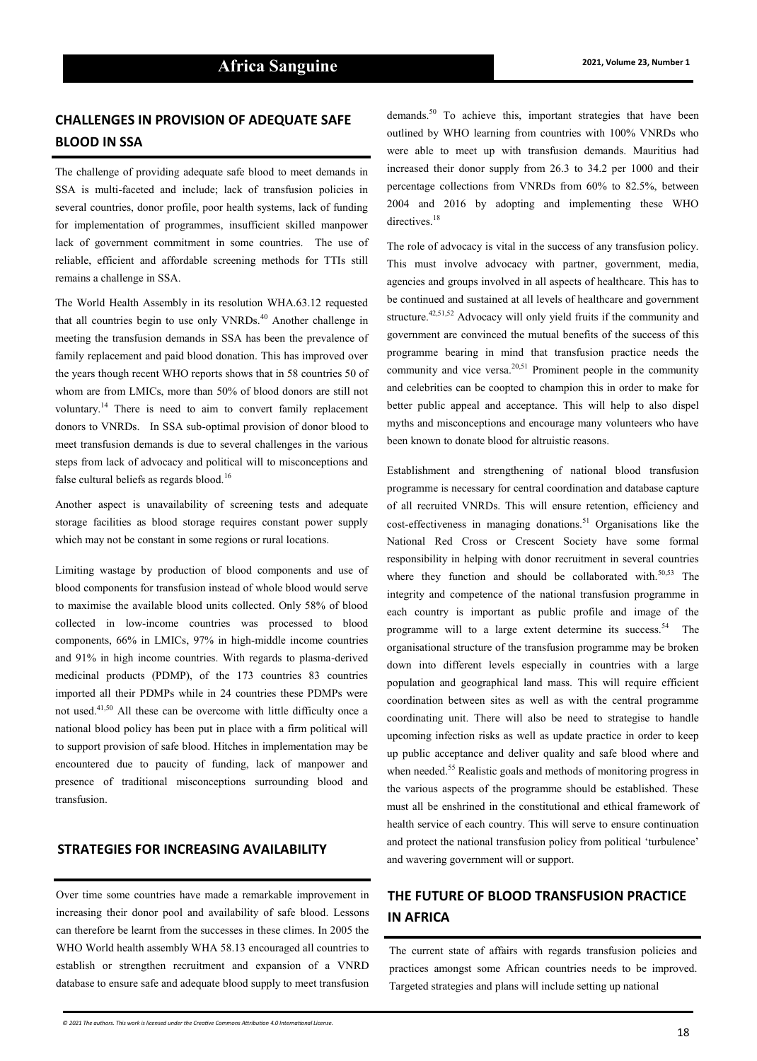## CHALLENGES IN PROVISION OF ADEQUATE SAFE BLOOD IN SSA

The challenge of providing adequate safe blood to meet demands in SSA is multi-faceted and include; lack of transfusion policies in several countries, donor profile, poor health systems, lack of funding for implementation of programmes, insufficient skilled manpower lack of government commitment in some countries. The use of reliable, efficient and affordable screening methods for TTIs still remains a challenge in SSA.

The World Health Assembly in its resolution WHA.63.12 requested that all countries begin to use only VNRDs.[40] Another challenge in meeting the transfusion demands in SSA has been the prevalence of family replacement and paid blood donation. This has improved over the years though recent WHO reports shows that in 58 countries 50 of whom are from LMICs, more than 50% of blood donors are still not voluntary.[14] There is need to aim to convert family replacement donors to VNRDs. In SSA sub-optimal provision of donor blood to meet transfusion demands is due to several challenges in the various steps from lack of advocacy and political will to misconceptions and false cultural beliefs as regards blood.[16]

Another aspect is unavailability of screening tests and adequate storage facilities as blood storage requires constant power supply which may not be constant in some regions or rural locations.

Limiting wastage by production of blood components and use of blood components for transfusion instead of whole blood would serve to maximise the available blood units collected. Only 58% of blood collected in low-income countries was processed to blood components, 66% in LMICs, 97% in high-middle income countries and 91% in high income countries. With regards to plasma-derived medicinal products (PDMP), of the 173 countries 83 countries imported all their PDMPs while in 24 countries these PDMPs were not used.[41,50] All these can be overcome with little difficulty once a national blood policy has been put in place with a firm political will to support provision of safe blood. Hitches in implementation may be encountered due to paucity of funding, lack of manpower and presence of traditional misconceptions surrounding blood and transfusion.

## STRATEGIES FOR INCREASING AVAILABILITY

Over time some countries have made a remarkable improvement in increasing their donor pool and availability of safe blood. Lessons can therefore be learnt from the successes in these climes. In 2005 the WHO World health assembly WHA 58.13 encouraged all countries to establish or strengthen recruitment and expansion of a VNRD database to ensure safe and adequate blood supply to meet transfusion demands.[50] To achieve this, important strategies that have been outlined by WHO learning from countries with 100% VNRDs who were able to meet up with transfusion demands. Mauritius had increased their donor supply from 26.3 to 34.2 per 1000 and their percentage collections from VNRDs from 60% to 82.5%, between 2004 and 2016 by adopting and implementing these WHO directives.[18]

The role of advocacy is vital in the success of any transfusion policy. This must involve advocacy with partner, government, media, agencies and groups involved in all aspects of healthcare. This has to be continued and sustained at all levels of healthcare and government structure.[42,51,52] Advocacy will only yield fruits if the community and government are convinced the mutual benefits of the success of this programme bearing in mind that transfusion practice needs the community and vice versa.[20,51] Prominent people in the community and celebrities can be coopted to champion this in order to make for better public appeal and acceptance. This will help to also dispel myths and misconceptions and encourage many volunteers who have been known to donate blood for altruistic reasons.

Establishment and strengthening of national blood transfusion programme is necessary for central coordination and database capture of all recruited VNRDs. This will ensure retention, efficiency and cost-effectiveness in managing donations.[51] Organisations like the National Red Cross or Crescent Society have some formal responsibility in helping with donor recruitment in several countries where they function and should be collaborated with.[50,53] The integrity and competence of the national transfusion programme in each country is important as public profile and image of the programme will to a large extent determine its success.[54] The organisational structure of the transfusion programme may be broken down into different levels especially in countries with a large population and geographical land mass. This will require efficient coordination between sites as well as with the central programme coordinating unit. There will also be need to strategise to handle upcoming infection risks as well as update practice in order to keep up public acceptance and deliver quality and safe blood where and when needed.[55] Realistic goals and methods of monitoring progress in the various aspects of the programme should be established. These must all be enshrined in the constitutional and ethical framework of health service of each country. This will serve to ensure continuation and protect the national transfusion policy from political 'turbulence' and wavering government will or support.

## THE FUTURE OF BLOOD TRANSFUSION PRACTICE IN AFRICA

The current state of affairs with regards transfusion policies and practices amongst some African countries needs to be improved. Targeted strategies and plans will include setting up national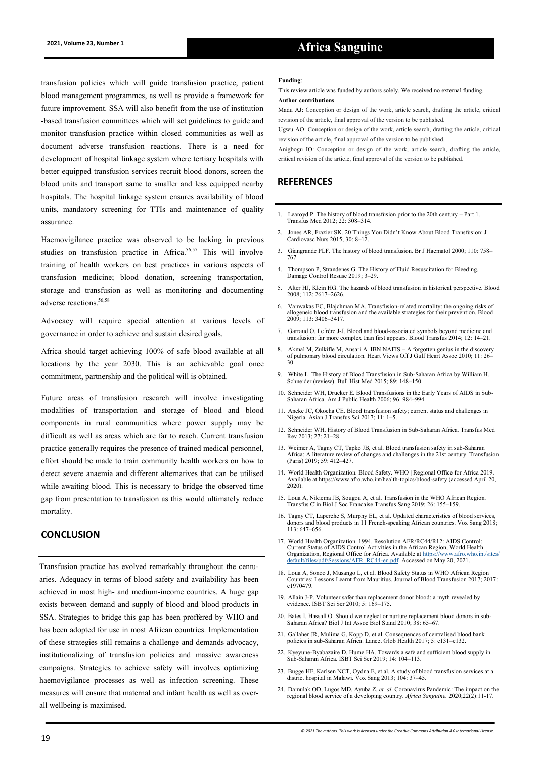transfusion policies which will guide transfusion practice, patient blood management programmes, as well as provide a framework for future improvement. SSA will also benefit from the use of institution-based transfusion committees which will set guidelines to guide and monitor transfusion practice within closed communities as well as document adverse transfusion reactions. There is a need for development of hospital linkage system where tertiary hospitals with better equipped transfusion services recruit blood donors, screen the blood units and transport same to smaller and less equipped nearby hospitals. The hospital linkage system ensures availability of blood units, mandatory screening for TTIs and maintenance of quality assurance.

Haemovigilance practice was observed to be lacking in previous studies on transfusion practice in Africa.[56,57] This will involve training of health workers on best practices in various aspects of transfusion medicine; blood donation, screening transportation, storage and transfusion as well as monitoring and documenting adverse reactions.[56,58]

Advocacy will require special attention at various levels of governance in order to achieve and sustain desired goals.

Africa should target achieving 100% of safe blood available at all locations by the year 2030. This is an achievable goal once commitment, partnership and the political will is obtained.

Future areas of transfusion research will involve investigating modalities of transportation and storage of blood and blood components in rural communities where power supply may be difficult as well as areas which are far to reach. Current transfusion practice generally requires the presence of trained medical personnel, effort should be made to train community health workers on how to detect severe anaemia and different alternatives that can be utilised while awaiting blood. This is necessary to bridge the observed time gap from presentation to transfusion as this would ultimately reduce mortality.

## CONCLUSION

Transfusion practice has evolved remarkably throughout the centuaries. Adequacy in terms of blood safety and availability has been achieved in most high- and medium-income countries. A huge gap exists between demand and supply of blood and blood products in SSA. Strategies to bridge this gap has been proffered by WHO and has been adopted for use in most African countries. Implementation of these strategies still remains a challenge and demands advocacy, institutionalizing of transfusion policies and massive awareness campaigns. Strategies to achieve safety will involves optimizing haemovigilance processes as well as infection screening. These measures will ensure that maternal and infant health as well as overall wellbeing is maximised.

**Funding**:

This review article was funded by authors solely. We received no external funding.

**Author contributions**

Madu AJ: Conception or design of the work, article search, drafting the article, critical revision of the article, final approval of the version to be published.

Ugwu AO: Conception or design of the work, article search, drafting the article, critical revision of the article, final approval of the version to be published.

Anigbogu IO: Conception or design of the work, article search, drafting the article, critical revision of the article, final approval of the version to be published.

## REFERENCES

1. Learoyd P. The history of blood transfusion prior to the 20th century – Part 1. Transfus Med 2012; 22: 308–314.
2. Jones AR, Frazier SK. 20 Things You Didn't Know About Blood Transfusion: J Cardiovasc Nurs 2015; 30: 8–12.
3. Giangrande PLF. The history of blood transfusion. Br J Haematol 2000; 110: 758–767.
4. Thompson P, Strandenes G. The History of Fluid Resuscitation for Bleeding. Damage Control Resusc 2019; 3–29.
5. Alter HJ, Klein HG. The hazards of blood transfusion in historical perspective. Blood 2008; 112: 2617–2626.
6. Vamvakas EC, Blajchman MA. Transfusion-related mortality: the ongoing risks of allogeneic blood transfusion and the available strategies for their prevention. Blood 2009; 113: 3406–3417.
7. Garraud O, Lefrère J-J. Blood and blood-associated symbols beyond medicine and transfusion: far more complex than first appears. Blood Transfus 2014; 12: 14–21.
8. Akmal M, Zulkifle M, Ansari A. IBN NAFIS – A forgotten genius in the discovery of pulmonary blood circulation. Heart Views Off J Gulf Heart Assoc 2010; 11: 26–30.
9. White L. The History of Blood Transfusion in Sub-Saharan Africa by William H. Schneider (review). Bull Hist Med 2015; 89: 148–150.
10. Schneider WH, Drucker E. Blood Transfusions in the Early Years of AIDS in Sub-Saharan Africa. Am J Public Health 2006; 96: 984–994.
11. Aneke JC, Okocha CE. Blood transfusion safety; current status and challenges in Nigeria. Asian J Transfus Sci 2017; 11: 1–5.
12. Schneider WH. History of Blood Transfusion in Sub-Saharan Africa. Transfus Med Rev 2013; 27: 21–28.
13. Weimer A, Tagny CT, Tapko JB, et al. Blood transfusion safety in sub-Saharan Africa: A literature review of changes and challenges in the 21st century. Transfusion (Paris) 2019; 59: 412–427.
14. World Health Organization. Blood Safety. WHO | Regional Office for Africa 2019. Available at https://www.afro.who.int/health-topics/blood-safety (accessed April 20, 2020).
15. Loua A, Nikiema JB, Sougou A, et al. Transfusion in the WHO African Region. Transfus Clin Biol J Soc Francaise Transfus Sang 2019; 26: 155–159.
16. Tagny CT, Laperche S, Murphy EL, et al. Updated characteristics of blood services, donors and blood products in 11 French-speaking African countries. Vox Sang 2018; 113: 647–656.
17. World Health Organization. 1994. Resolution AFR/RC44/R12: AIDS Control: Current Status of AIDS Control Activities in the African Region, World Health Organization, Regional Office for Africa. Available at https://www.afro.who.int/sites/default/files/pdf/Sessions/AFR_RC44-en.pdf. Accessed on May 20, 2021.
18. Loua A, Sonoo J, Musango L, et al. Blood Safety Status in WHO African Region Countries: Lessons Learnt from Mauritius. Journal of Blood Transfusion 2017; 2017: e1970479.
19. Allain J-P. Volunteer safer than replacement donor blood: a myth revealed by evidence. ISBT Sci Ser 2010; 5: 169–175.
20. Bates I, Hassall O. Should we neglect or nurture replacement blood donors in sub-Saharan Africa? Biol J Int Assoc Biol Stand 2010; 38: 65–67.
21. Gallaher JR, Mulima G, Kopp D, et al. Consequences of centralised blood bank policies in sub-Saharan Africa. Lancet Glob Health 2017; 5: e131–e132.
22. Kyeyune-Byabazaire D, Hume HA. Towards a safe and sufficient blood supply in Sub-Saharan Africa. ISBT Sci Ser 2019; 14: 104–113.
23. Bugge HF, Karlsen NCT, Oydna E, et al. A study of blood transfusion services at a district hospital in Malawi. Vox Sang 2013; 104: 37–45.
24. Damulak OD, Lugos MD, Ayuba Z. *et. al.* Coronavirus Pandemic: The impact on the regional blood service of a developing country. *Africa Sanguine.* 2020;22(2):11-17.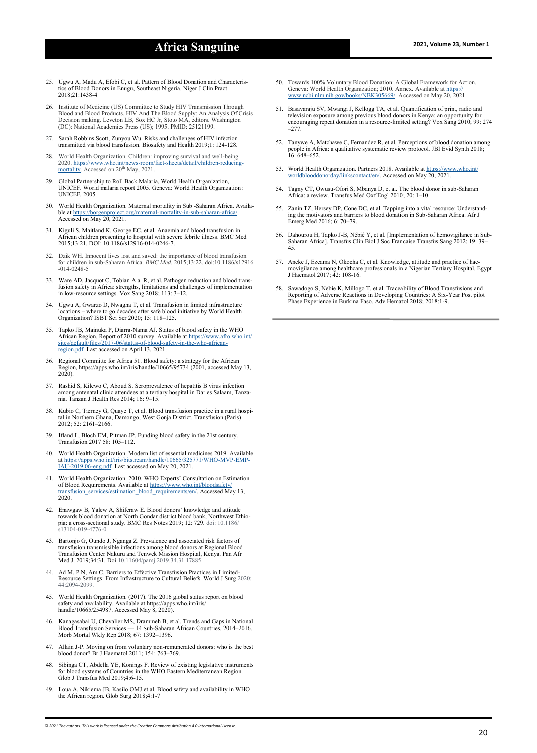25. Ugwu A, Madu A, Efobi C, et al. Pattern of Blood Donation and Characteristics of Blood Donors in Enugu, Southeast Nigeria. Niger J Clin Pract 2018;21:1438-4

26. Institute of Medicine (US) Committee to Study HIV Transmission Through Blood and Blood Products. HIV And The Blood Supply: An Analysis Of Crisis Decision making. Leveton LB, Sox HC Jr, Stoto MA, editors. Washington (DC): National Academies Press (US); 1995. PMID: 25121199.

27. Sarah Robbins Scott, Zunyou Wu. Risks and challenges of HIV infection transmitted via blood transfusion. Biosafety and Health 2019;1: 124-128.

28. World Health Organization. Children: improving survival and well-being. 2020. https://www.who.int/news-room/fact-sheets/detail/children-reducing-mortality. Accessed on 20th May, 2021.

29. Global Partnership to Roll Back Malaria, World Health Organization, UNICEF. World malaria report 2005. Geneva: World Health Organization : UNICEF, 2005.

30. World Health Organization. Maternal mortality in Sub -Saharan Africa. Available at https://borgenproject.org/maternal-mortality-in-sub-saharan-africa/. Accessed on May 20, 2021.

31. Kiguli S, Maitland K, George EC, et al. Anaemia and blood transfusion in African children presenting to hospital with severe febrile illness. BMC Med 2015;13:21. DOI: 10.1186/s12916-014-0246-7.

32. Dzik WH. Innocent lives lost and saved: the importance of blood transfusion for children in sub-Saharan Africa. *BMC Med*. 2015;13:22. doi:10.1186/s12916-014-0248-5

33. Ware AD, Jacquot C, Tobian A a. R, et al. Pathogen reduction and blood transfusion safety in Africa: strengths, limitations and challenges of implementation in low-resource settings. Vox Sang 2018; 113: 3–12.

34. Ugwu A, Gwarzo D, Nwagha T, et al. Transfusion in limited infrastructure locations – where to go decades after safe blood initiative by World Health Organization? ISBT Sci Ser 2020; 15: 118–125.

35. Tapko JB, Mainuka P, Diarra-Nama AJ. Status of blood safety in the WHO African Region. Report of 2010 survey. Available at https://www.afro.who.int/sites/default/files/2017-06/status-of-blood-safety-in-the-who-african-region.pdf. Last accessed on April 13, 2021.

36. Regional Committe for Africa 51. Blood safety: a strategy for the African Region, https://apps.who.int/iris/handle/10665/95734 (2001, accessed May 13, 2020).

37. Rashid S, Kilewo C, Aboud S. Seroprevalence of hepatitis B virus infection among antenatal clinic attendees at a tertiary hospital in Dar es Salaam, Tanzania. Tanzan J Health Res 2014; 16: 9–15.

38. Kubio C, Tierney G, Quaye T, et al. Blood transfusion practice in a rural hospital in Northern Ghana, Damongo, West Gonja District. Transfusion (Paris) 2012; 52: 2161–2166.

39. Ifland L, Bloch EM, Pitman JP. Funding blood safety in the 21st century. Transfusion 2017 58: 105–112.

40. World Health Organization. Modern list of essential medicines 2019. Available at https://apps.who.int/iris/bitstream/handle/10665/325771/WHO-MVP-EMP-IAU-2019.06-eng.pdf. Last accessed on May 20, 2021.

41. World Health Organization. 2010. WHO Experts' Consultation on Estimation of Blood Requirements. Available at https://www.who.int/bloodsafety/transfusion_services/estimation_blood_requirements/en/. Accessed May 13, 2020.

42. Enawgaw B, Yalew A, Shiferaw E. Blood donors' knowledge and attitude towards blood donation at North Gondar district blood bank, Northwest Ethiopia: a cross-sectional study. BMC Res Notes 2019; 12: 729. doi: 10.1186/s13104-019-4776-0.

43. Bartonjo G, Oundo J, Nganga Z. Prevalence and associated risk factors of transfusion transmissible infections among blood donors at Regional Blood Transfusion Center Nakuru and Tenwek Mission Hospital, Kenya. Pan Afr Med J. 2019;34:31. Doi 10.11604/pamj.2019.34.31.17885

44. Ad M, P N, Am C. Barriers to Effective Transfusion Practices in Limited-Resource Settings: From Infrastructure to Cultural Beliefs. World J Surg 2020; 44:2094-2099.

45. World Health Organization. (2017). The 2016 global status report on blood safety and availability. Available at https://apps.who.int/iris/handle/10665/254987. Accessed May 8, 2020).

46. Kanagasabai U, Chevalier MS, Drammeh B, et al. Trends and Gaps in National Blood Transfusion Services — 14 Sub-Saharan African Countries, 2014–2016. Morb Mortal Wkly Rep 2018; 67: 1392–1396.

47. Allain J-P. Moving on from voluntary non-remunerated donors: who is the best blood donor? Br J Haematol 2011; 154: 763–769.

48. Sibinga CT, Abdella YE, Konings F. Review of existing legislative instruments for blood systems of Countries in the WHO Eastern Mediterranean Region. Glob J Transfus Med 2019;4:6-15.

49. Loua A, Nikiema JB, Kasilo OMJ et al. Blood safety and availability in WHO the African region. Glob Surg 2018;4:1-7

50. Towards 100% Voluntary Blood Donation: A Global Framework for Action. Geneva: World Health Organization; 2010. Annex. Available at https://www.ncbi.nlm.nih.gov/books/NBK305669/. Accessed on May 20, 2021.

51. Basavaraju SV, Mwangi J, Kellogg TA, et al. Quantification of print, radio and television exposure among previous blood donors in Kenya: an opportunity for encouraging repeat donation in a resource-limited setting? Vox Sang 2010; 99: 274–277.

52. Tanywe A, Matchawe C, Fernandez R, et al. Perceptions of blood donation among people in Africa: a qualitative systematic review protocol. JBI Evid Synth 2018; 16: 648–652.

53. World Health Organization. Partners 2018. Available at https://www.who.int/worldblooddonorday/linkscontact/en/. Accessed on May 20, 2021.

54. Tagny CT, Owusu-Ofori S, Mbanya D, et al. The blood donor in sub-Saharan Africa: a review. Transfus Med Oxf Engl 2010; 20: 1–10.

55. Zanin TZ, Hersey DP, Cone DC, et al. Tapping into a vital resource: Understanding the motivators and barriers to blood donation in Sub-Saharan Africa. Afr J Emerg Med 2016; 6: 70–79.

56. Dahourou H, Tapko J-B, Nébié Y, et al. [Implementation of hemovigilance in Sub-Saharan Africa]. Transfus Clin Biol J Soc Francaise Transfus Sang 2012; 19: 39–45.

57. Aneke J, Ezeama N, Okocha C, et al. Knowledge, attitude and practice of haemovigilance among healthcare professionals in a Nigerian Tertiary Hospital. Egypt J Haematol 2017; 42: 108-16.

58. Sawadogo S, Nebie K, Millogo T, et al. Traceability of Blood Transfusions and Reporting of Adverse Reactions in Developing Countries: A Six-Year Post pilot Phase Experience in Burkina Faso. Adv Hematol 2018; 2018:1-9.